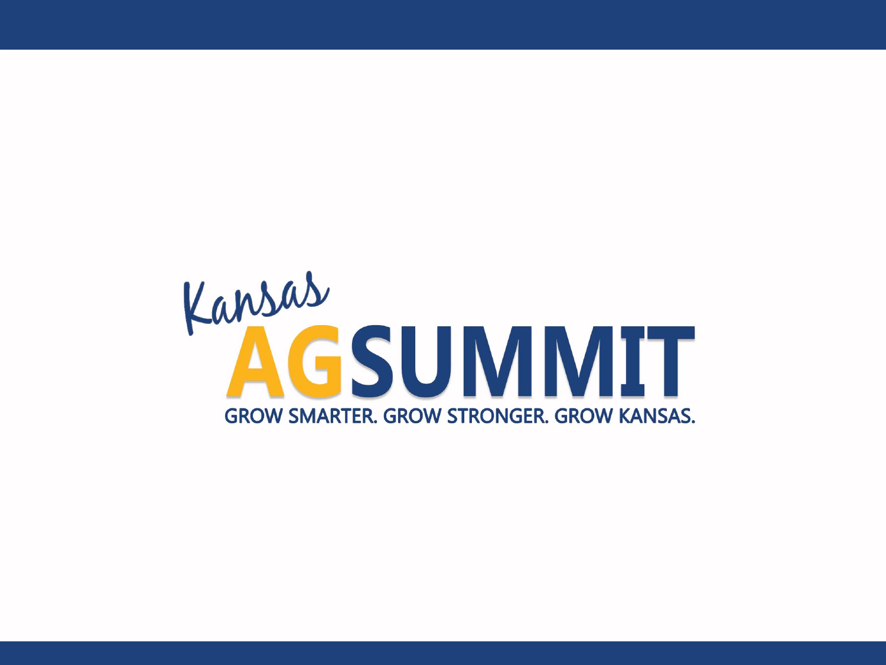# Kansas AGSUMMIT

GROW SMARTER. GROW STRONGER. GROW KANSAS.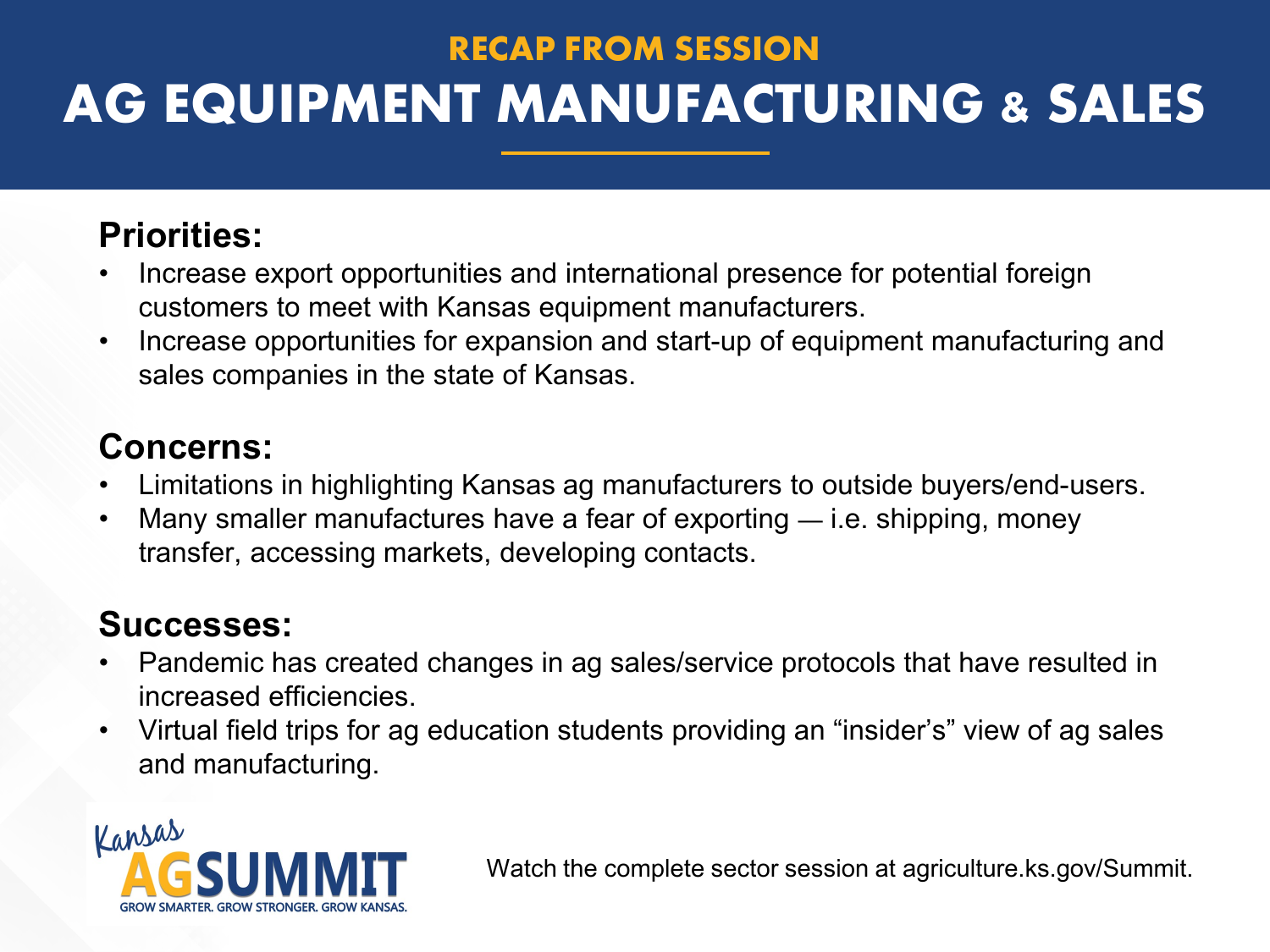RECAP FROM SESSION

# AG EQUIPMENT MANUFACTURING & SALES

## Priorities:

- Increase export opportunities and international presence for potential foreign customers to meet with Kansas equipment manufacturers.
- Increase opportunities for expansion and start-up of equipment manufacturing and sales companies in the state of Kansas.

## Concerns:

- Limitations in highlighting Kansas ag manufacturers to outside buyers/end-users.
- Many smaller manufactures have a fear of exporting — i.e. shipping, money transfer, accessing markets, developing contacts.

## Successes:

- Pandemic has created changes in ag sales/service protocols that have resulted in increased efficiencies.
- Virtual field trips for ag education students providing an "insider's" view of ag sales and manufacturing.

Kansas AGSUMMIT
GROW SMARTER. GROW STRONGER. GROW KANSAS.

Watch the complete sector session at agriculture.ks.gov/Summit.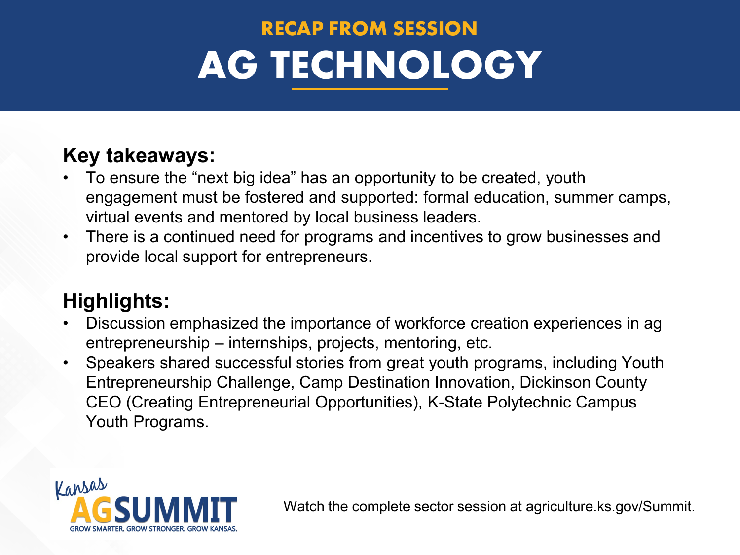RECAP FROM SESSION

# AG TECHNOLOGY

## Key takeaways:

- To ensure the "next big idea" has an opportunity to be created, youth engagement must be fostered and supported: formal education, summer camps, virtual events and mentored by local business leaders.
- There is a continued need for programs and incentives to grow businesses and provide local support for entrepreneurs.

## Highlights:

- Discussion emphasized the importance of workforce creation experiences in ag entrepreneurship – internships, projects, mentoring, etc.
- Speakers shared successful stories from great youth programs, including Youth Entrepreneurship Challenge, Camp Destination Innovation, Dickinson County CEO (Creating Entrepreneurial Opportunities), K-State Polytechnic Campus Youth Programs.

Kansas AGSUMMIT
GROW SMARTER. GROW STRONGER. GROW KANSAS.

Watch the complete sector session at agriculture.ks.gov/Summit.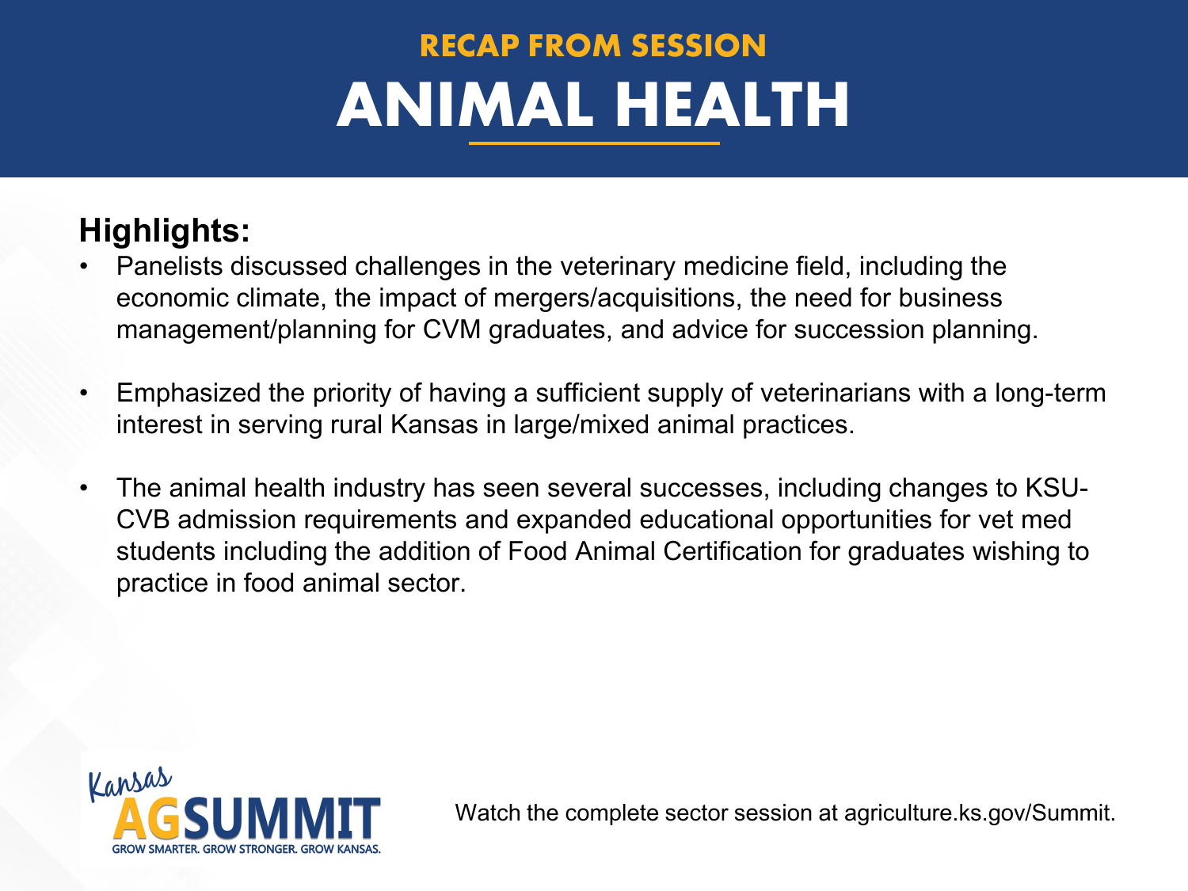# RECAP FROM SESSION

# ANIMAL HEALTH

## Highlights:

- Panelists discussed challenges in the veterinary medicine field, including the economic climate, the impact of mergers/acquisitions, the need for business management/planning for CVM graduates, and advice for succession planning.
- Emphasized the priority of having a sufficient supply of veterinarians with a long-term interest in serving rural Kansas in large/mixed animal practices.
- The animal health industry has seen several successes, including changes to KSU-CVB admission requirements and expanded educational opportunities for vet med students including the addition of Food Animal Certification for graduates wishing to practice in food animal sector.

Kansas AG SUMMIT
GROW SMARTER. GROW STRONGER. GROW KANSAS.

Watch the complete sector session at agriculture.ks.gov/Summit.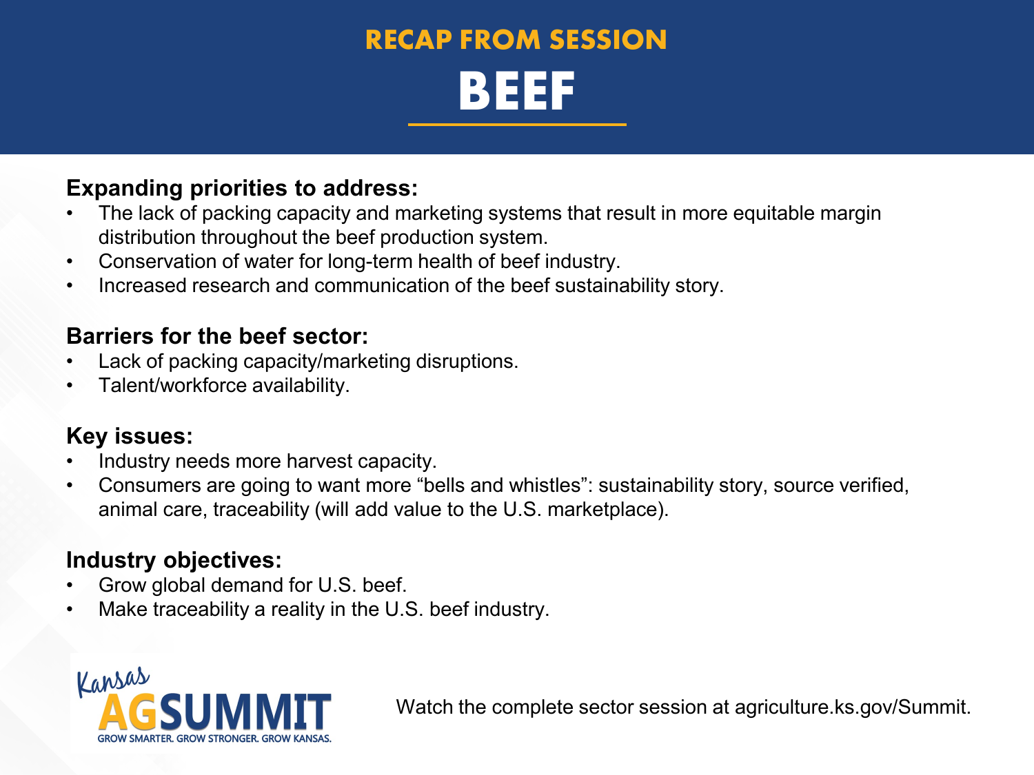## RECAP FROM SESSION

# BEEF

**Expanding priorities to address:**

- The lack of packing capacity and marketing systems that result in more equitable margin distribution throughout the beef production system.
- Conservation of water for long-term health of beef industry.
- Increased research and communication of the beef sustainability story.

**Barriers for the beef sector:**

- Lack of packing capacity/marketing disruptions.
- Talent/workforce availability.

**Key issues:**

- Industry needs more harvest capacity.
- Consumers are going to want more "bells and whistles": sustainability story, source verified, animal care, traceability (will add value to the U.S. marketplace).

**Industry objectives:**

- Grow global demand for U.S. beef.
- Make traceability a reality in the U.S. beef industry.

Kansas AG SUMMIT
GROW SMARTER. GROW STRONGER. GROW KANSAS.

Watch the complete sector session at agriculture.ks.gov/Summit.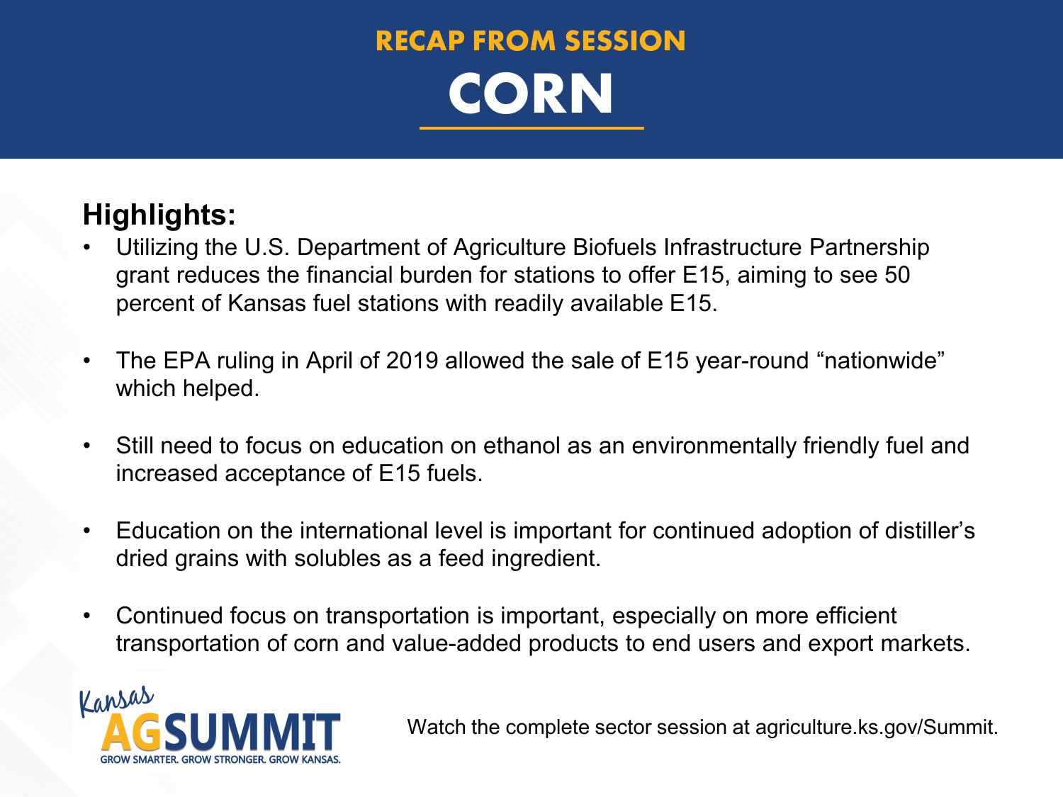## RECAP FROM SESSION

# CORN

**Highlights:**

- Utilizing the U.S. Department of Agriculture Biofuels Infrastructure Partnership grant reduces the financial burden for stations to offer E15, aiming to see 50 percent of Kansas fuel stations with readily available E15.
- The EPA ruling in April of 2019 allowed the sale of E15 year-round "nationwide" which helped.
- Still need to focus on education on ethanol as an environmentally friendly fuel and increased acceptance of E15 fuels.
- Education on the international level is important for continued adoption of distiller's dried grains with solubles as a feed ingredient.
- Continued focus on transportation is important, especially on more efficient transportation of corn and value-added products to end users and export markets.

Kansas AG SUMMIT
GROW SMARTER. GROW STRONGER. GROW KANSAS.

Watch the complete sector session at agriculture.ks.gov/Summit.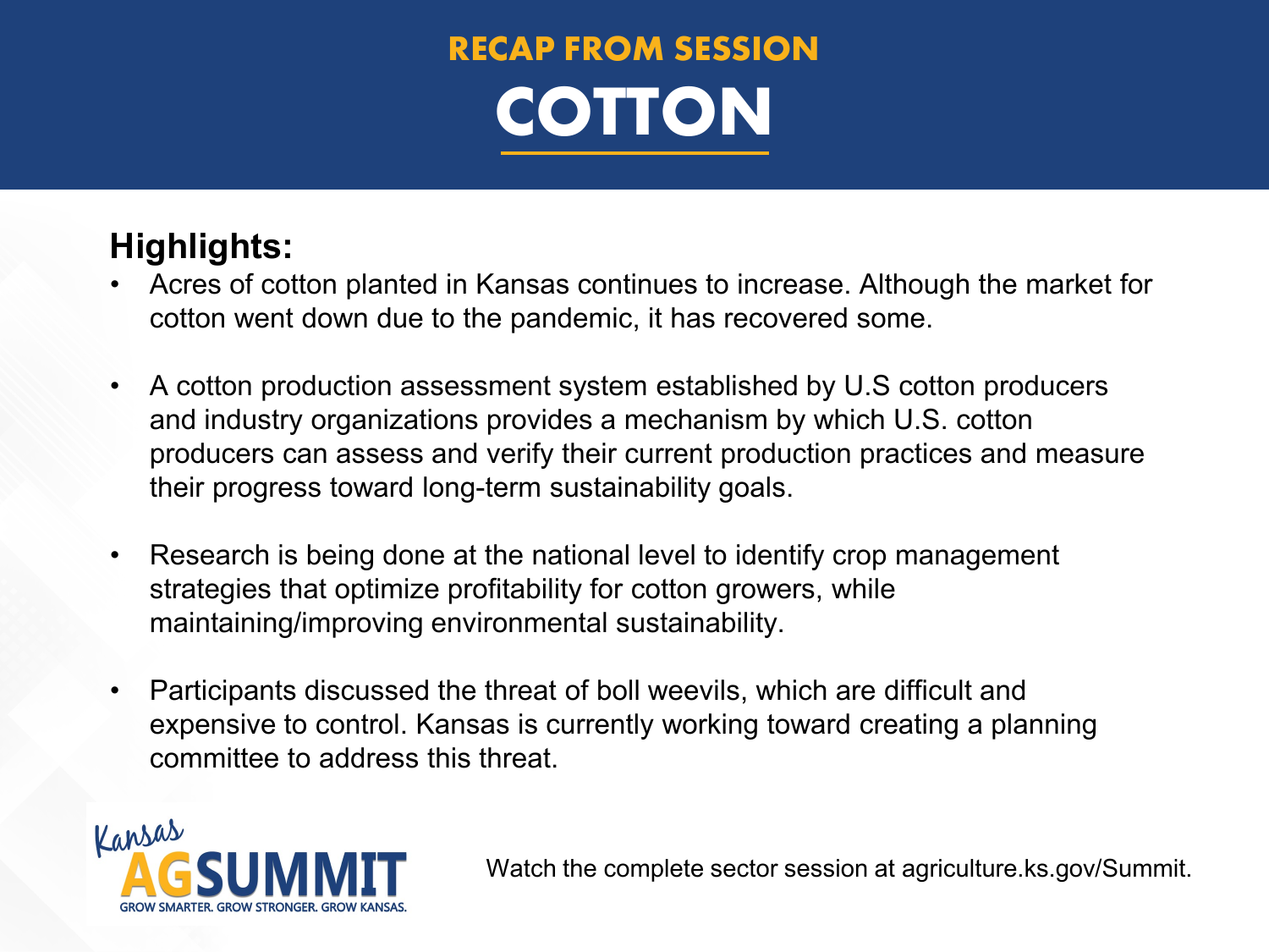# RECAP FROM SESSION
# COTTON

## Highlights:

- Acres of cotton planted in Kansas continues to increase. Although the market for cotton went down due to the pandemic, it has recovered some.
- A cotton production assessment system established by U.S cotton producers and industry organizations provides a mechanism by which U.S. cotton producers can assess and verify their current production practices and measure their progress toward long-term sustainability goals.
- Research is being done at the national level to identify crop management strategies that optimize profitability for cotton growers, while maintaining/improving environmental sustainability.
- Participants discussed the threat of boll weevils, which are difficult and expensive to control. Kansas is currently working toward creating a planning committee to address this threat.

Kansas AG SUMMIT
GROW SMARTER. GROW STRONGER. GROW KANSAS.

Watch the complete sector session at agriculture.ks.gov/Summit.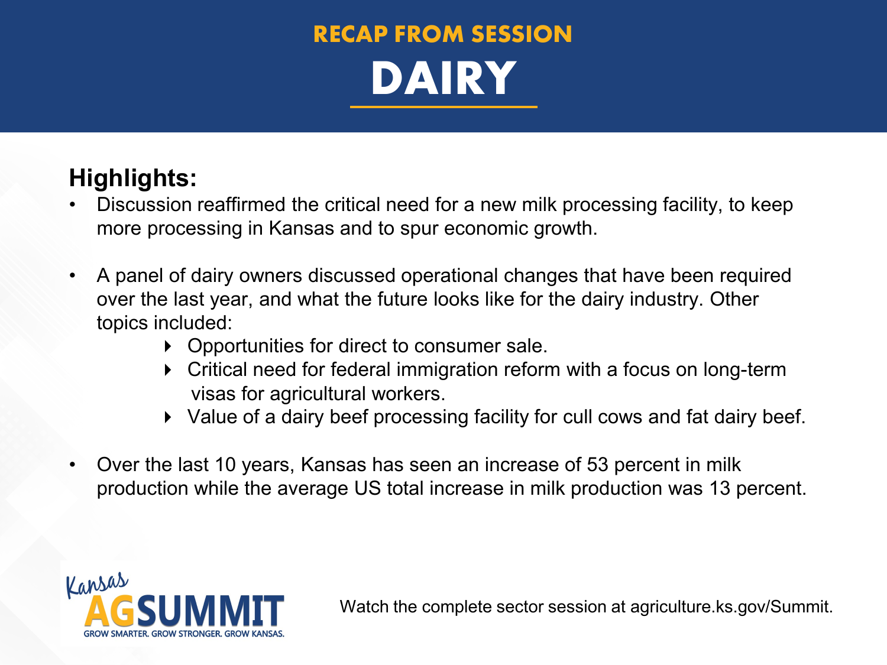# RECAP FROM SESSION

# DAIRY

## Highlights:

- Discussion reaffirmed the critical need for a new milk processing facility, to keep more processing in Kansas and to spur economic growth.

- A panel of dairy owners discussed operational changes that have been required over the last year, and what the future looks like for the dairy industry. Other topics included:
  - Opportunities for direct to consumer sale.
  - Critical need for federal immigration reform with a focus on long-term visas for agricultural workers.
  - Value of a dairy beef processing facility for cull cows and fat dairy beef.

- Over the last 10 years, Kansas has seen an increase of 53 percent in milk production while the average US total increase in milk production was 13 percent.

Kansas AG SUMMIT
GROW SMARTER. GROW STRONGER. GROW KANSAS.

Watch the complete sector session at agriculture.ks.gov/Summit.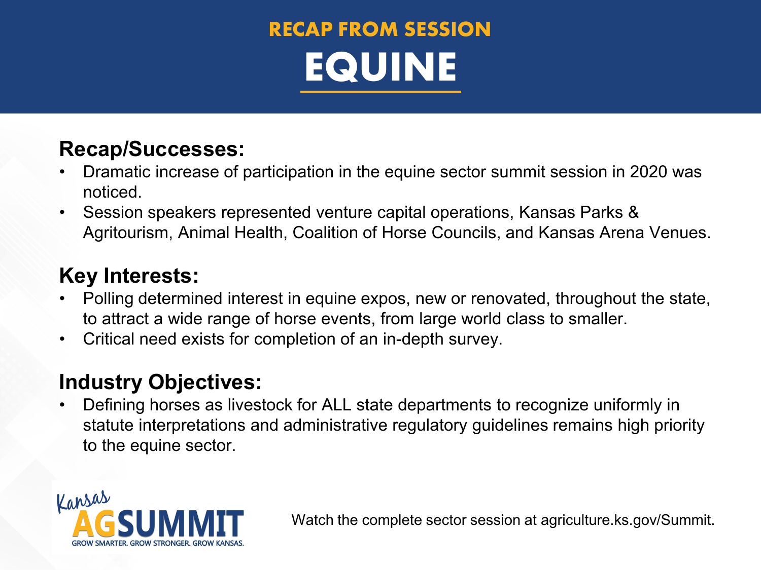RECAP FROM SESSION

# EQUINE

## Recap/Successes:

- Dramatic increase of participation in the equine sector summit session in 2020 was noticed.
- Session speakers represented venture capital operations, Kansas Parks & Agritourism, Animal Health, Coalition of Horse Councils, and Kansas Arena Venues.

## Key Interests:

- Polling determined interest in equine expos, new or renovated, throughout the state, to attract a wide range of horse events, from large world class to smaller.
- Critical need exists for completion of an in-depth survey.

## Industry Objectives:

- Defining horses as livestock for ALL state departments to recognize uniformly in statute interpretations and administrative regulatory guidelines remains high priority to the equine sector.

Kansas AG SUMMIT
GROW SMARTER. GROW STRONGER. GROW KANSAS.

Watch the complete sector session at agriculture.ks.gov/Summit.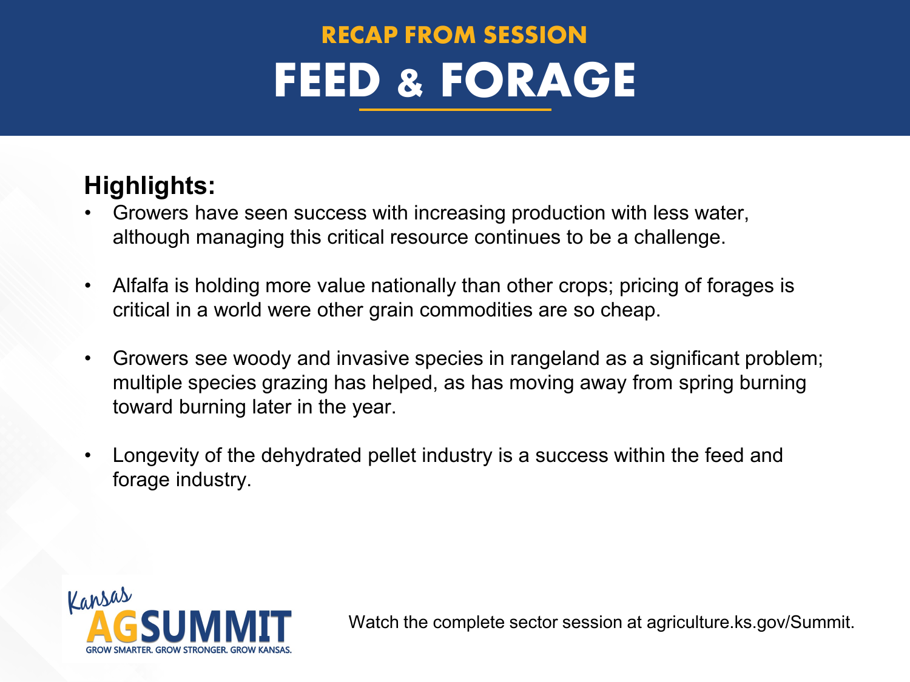RECAP FROM SESSION

# FEED & FORAGE

## Highlights:

- Growers have seen success with increasing production with less water, although managing this critical resource continues to be a challenge.
- Alfalfa is holding more value nationally than other crops; pricing of forages is critical in a world were other grain commodities are so cheap.
- Growers see woody and invasive species in rangeland as a significant problem; multiple species grazing has helped, as has moving away from spring burning toward burning later in the year.
- Longevity of the dehydrated pellet industry is a success within the feed and forage industry.

Kansas AG SUMMIT
GROW SMARTER. GROW STRONGER. GROW KANSAS.

Watch the complete sector session at agriculture.ks.gov/Summit.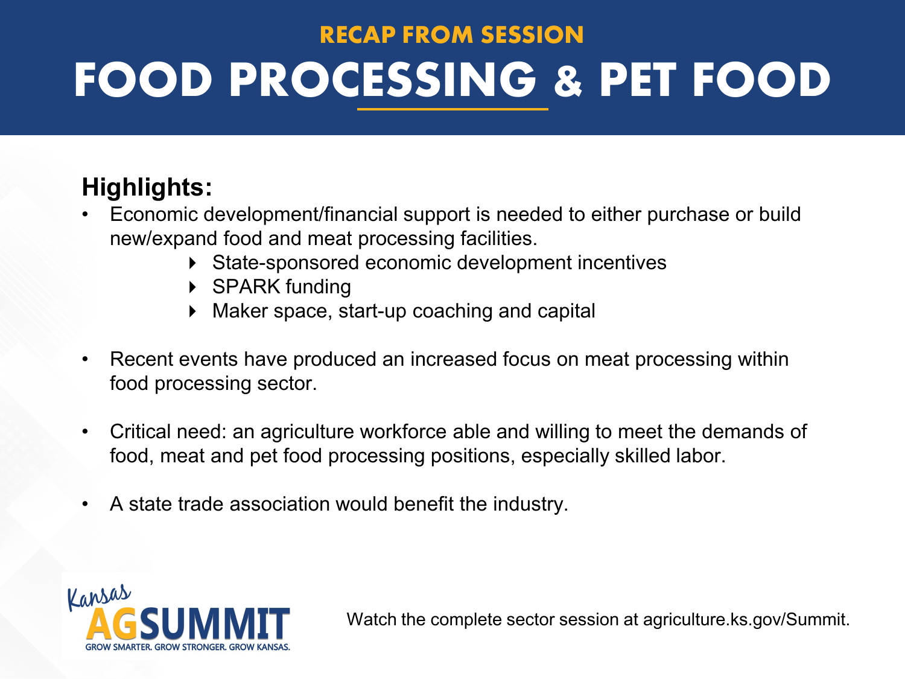RECAP FROM SESSION

# FOOD PROCESSING & PET FOOD

## Highlights:

- Economic development/financial support is needed to either purchase or build new/expand food and meat processing facilities.
    - State-sponsored economic development incentives
    - SPARK funding
    - Maker space, start-up coaching and capital
- Recent events have produced an increased focus on meat processing within food processing sector.
- Critical need: an agriculture workforce able and willing to meet the demands of food, meat and pet food processing positions, especially skilled labor.
- A state trade association would benefit the industry.

Kansas AG SUMMIT
GROW SMARTER. GROW STRONGER. GROW KANSAS.

Watch the complete sector session at agriculture.ks.gov/Summit.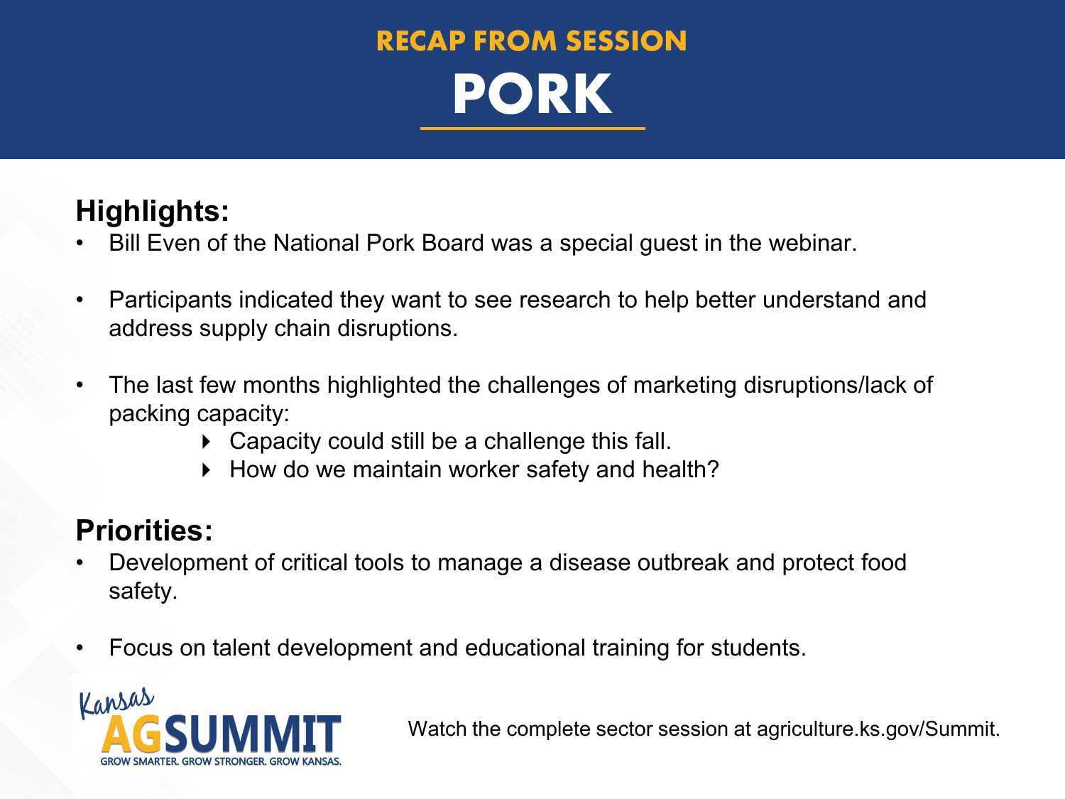# RECAP FROM SESSION

# PORK

## Highlights:

- Bill Even of the National Pork Board was a special guest in the webinar.
- Participants indicated they want to see research to help better understand and address supply chain disruptions.
- The last few months highlighted the challenges of marketing disruptions/lack of packing capacity:
  - Capacity could still be a challenge this fall.
  - How do we maintain worker safety and health?

## Priorities:

- Development of critical tools to manage a disease outbreak and protect food safety.
- Focus on talent development and educational training for students.

Kansas AGSUMMIT
GROW SMARTER. GROW STRONGER. GROW KANSAS.

Watch the complete sector session at agriculture.ks.gov/Summit.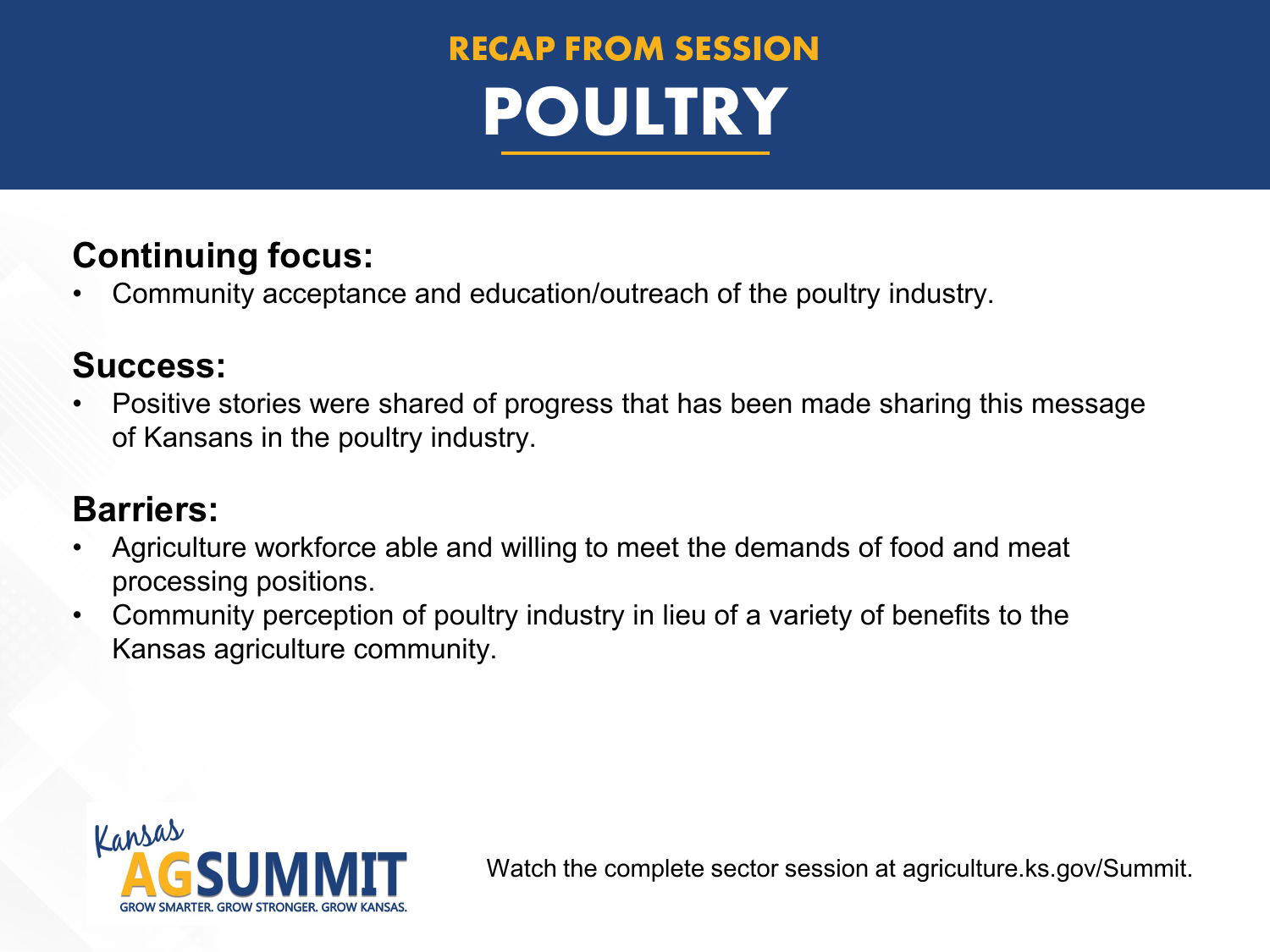## RECAP FROM SESSION

# POULTRY

### Continuing focus:

- Community acceptance and education/outreach of the poultry industry.

### Success:

- Positive stories were shared of progress that has been made sharing this message of Kansans in the poultry industry.

### Barriers:

- Agriculture workforce able and willing to meet the demands of food and meat processing positions.
- Community perception of poultry industry in lieu of a variety of benefits to the Kansas agriculture community.

Kansas AGSUMMIT
GROW SMARTER. GROW STRONGER. GROW KANSAS.

Watch the complete sector session at agriculture.ks.gov/Summit.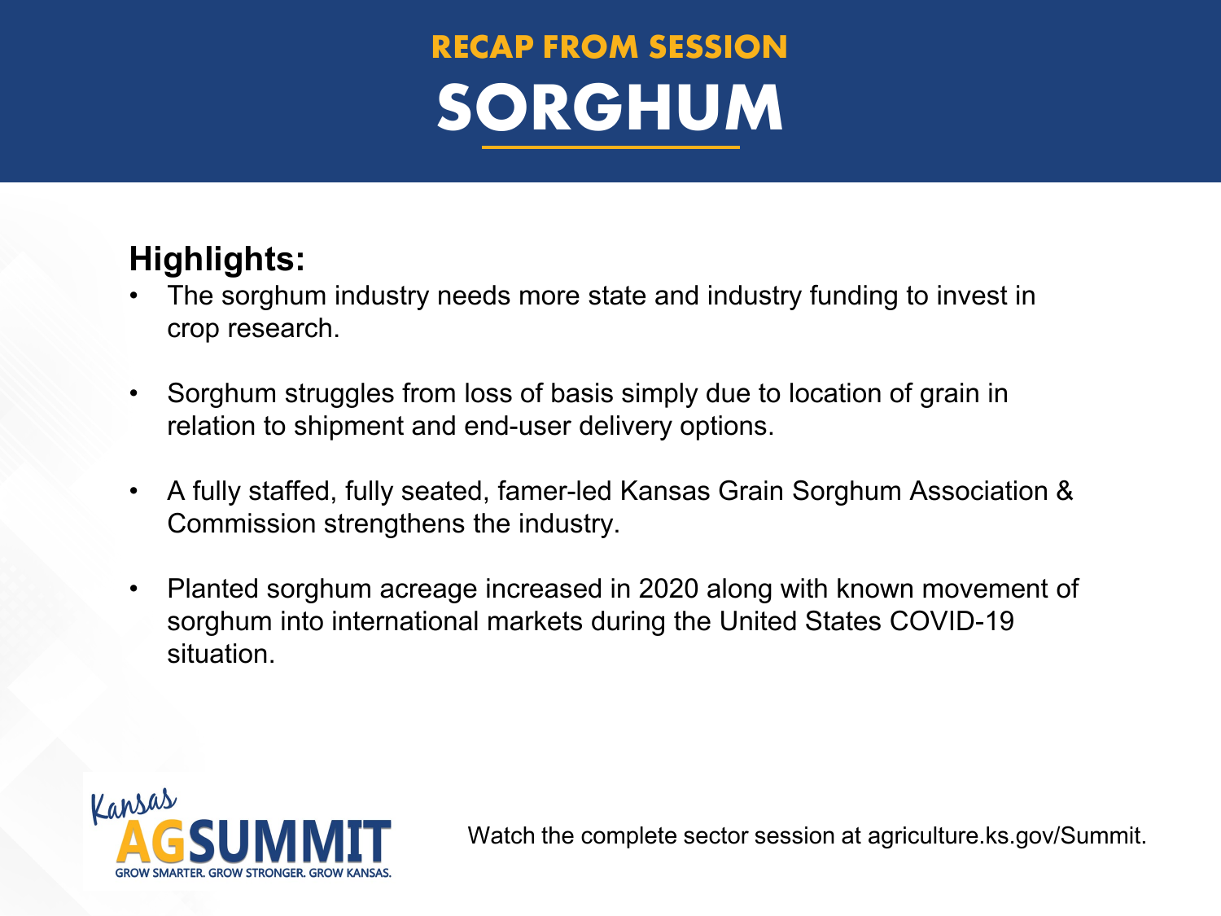## RECAP FROM SESSION

# SORGHUM

**Highlights:**

- The sorghum industry needs more state and industry funding to invest in crop research.
- Sorghum struggles from loss of basis simply due to location of grain in relation to shipment and end-user delivery options.
- A fully staffed, fully seated, famer-led Kansas Grain Sorghum Association & Commission strengthens the industry.
- Planted sorghum acreage increased in 2020 along with known movement of sorghum into international markets during the United States COVID-19 situation.

Kansas AG SUMMIT
GROW SMARTER. GROW STRONGER. GROW KANSAS.

Watch the complete sector session at agriculture.ks.gov/Summit.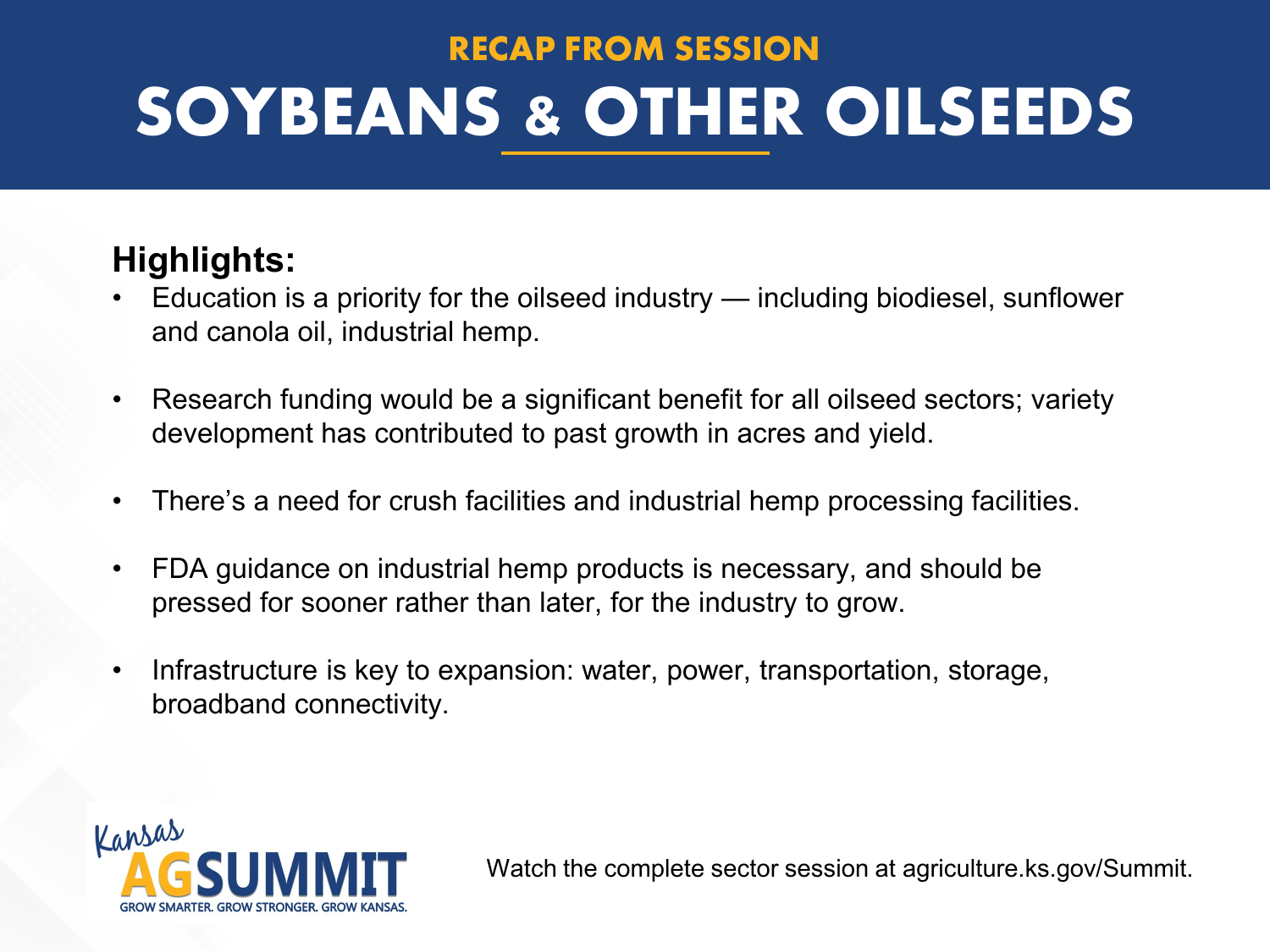RECAP FROM SESSION

# SOYBEANS & OTHER OILSEEDS

## Highlights:

- Education is a priority for the oilseed industry — including biodiesel, sunflower and canola oil, industrial hemp.
- Research funding would be a significant benefit for all oilseed sectors; variety development has contributed to past growth in acres and yield.
- There's a need for crush facilities and industrial hemp processing facilities.
- FDA guidance on industrial hemp products is necessary, and should be pressed for sooner rather than later, for the industry to grow.
- Infrastructure is key to expansion: water, power, transportation, storage, broadband connectivity.

Kansas AG SUMMIT
GROW SMARTER. GROW STRONGER. GROW KANSAS.

Watch the complete sector session at agriculture.ks.gov/Summit.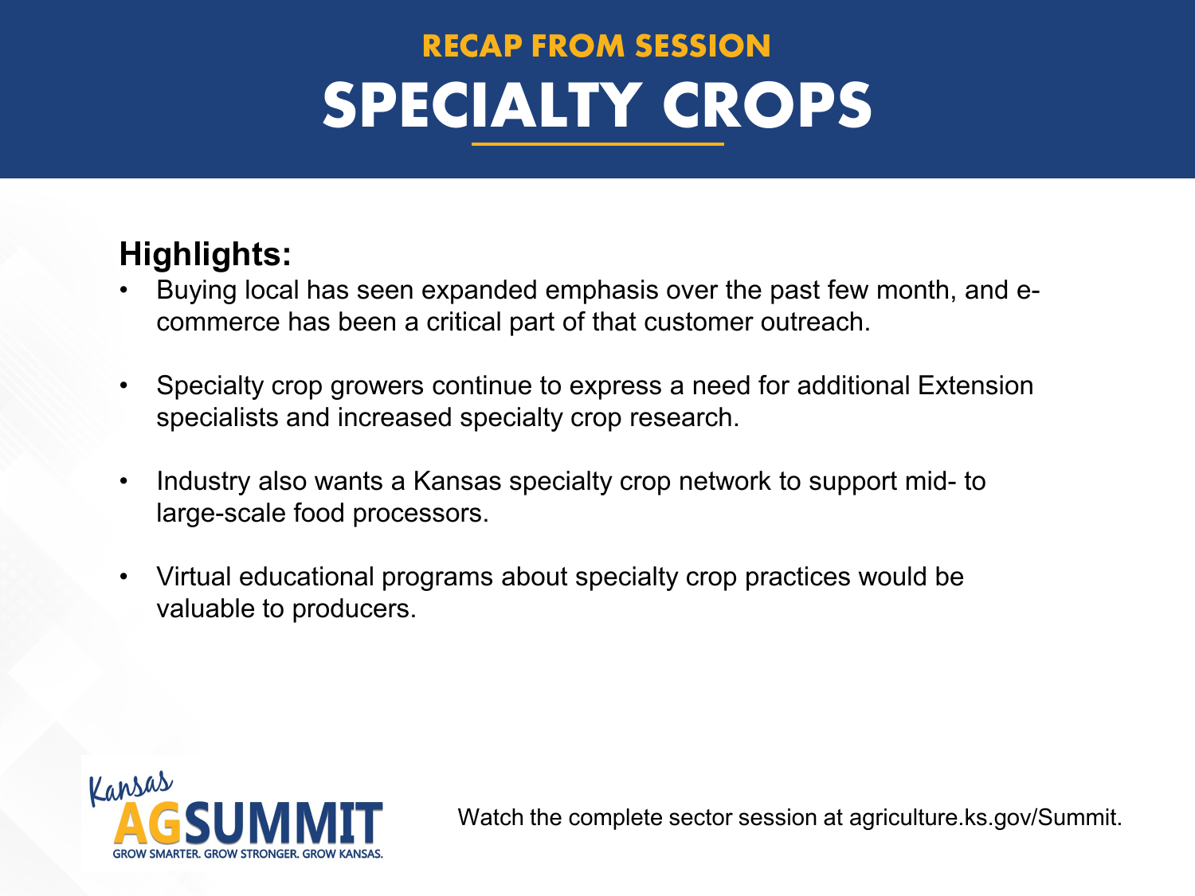## RECAP FROM SESSION

# SPECIALTY CROPS

**Highlights:**

- Buying local has seen expanded emphasis over the past few month, and e-commerce has been a critical part of that customer outreach.
- Specialty crop growers continue to express a need for additional Extension specialists and increased specialty crop research.
- Industry also wants a Kansas specialty crop network to support mid- to large-scale food processors.
- Virtual educational programs about specialty crop practices would be valuable to producers.

Kansas AG SUMMIT
GROW SMARTER. GROW STRONGER. GROW KANSAS.

Watch the complete sector session at agriculture.ks.gov/Summit.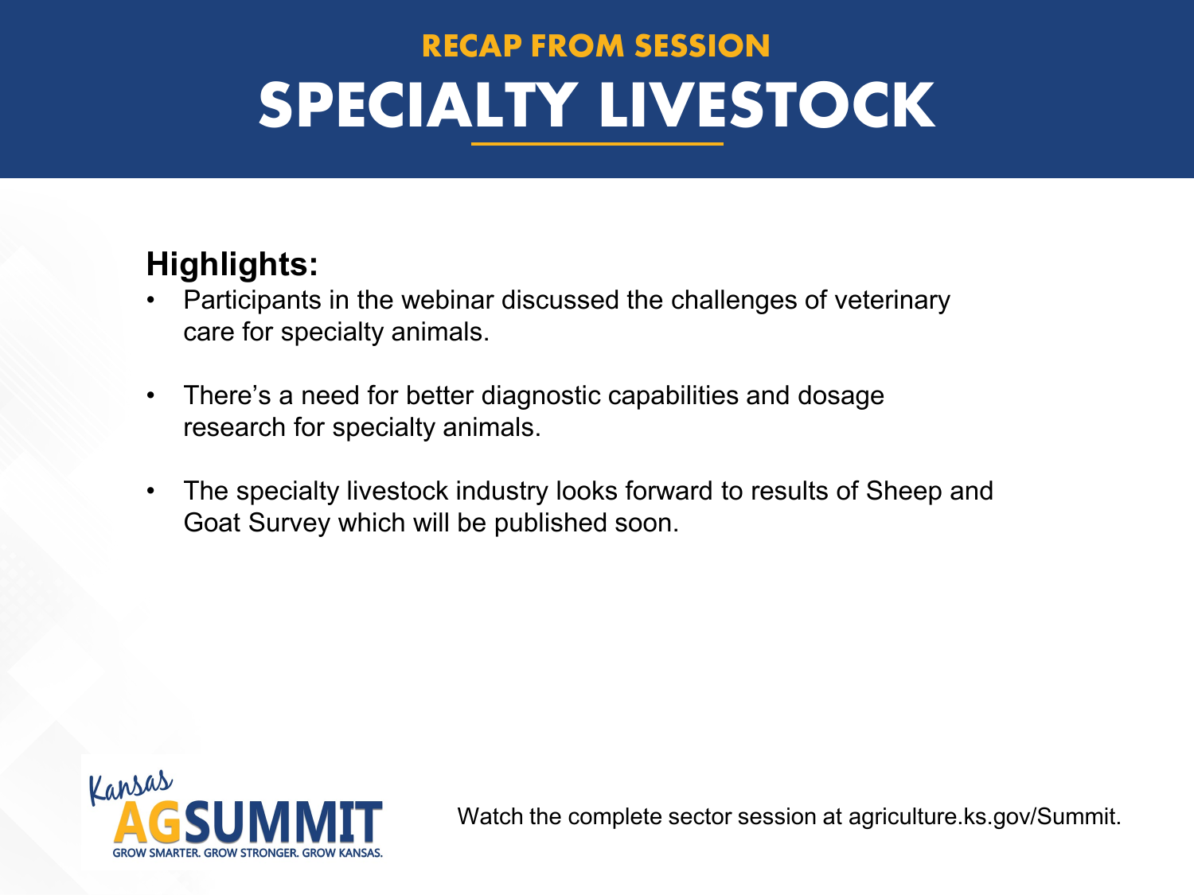RECAP FROM SESSION

# SPECIALTY LIVESTOCK

## Highlights:

- Participants in the webinar discussed the challenges of veterinary care for specialty animals.
- There's a need for better diagnostic capabilities and dosage research for specialty animals.
- The specialty livestock industry looks forward to results of Sheep and Goat Survey which will be published soon.

Kansas AG SUMMIT
GROW SMARTER. GROW STRONGER. GROW KANSAS.

Watch the complete sector session at agriculture.ks.gov/Summit.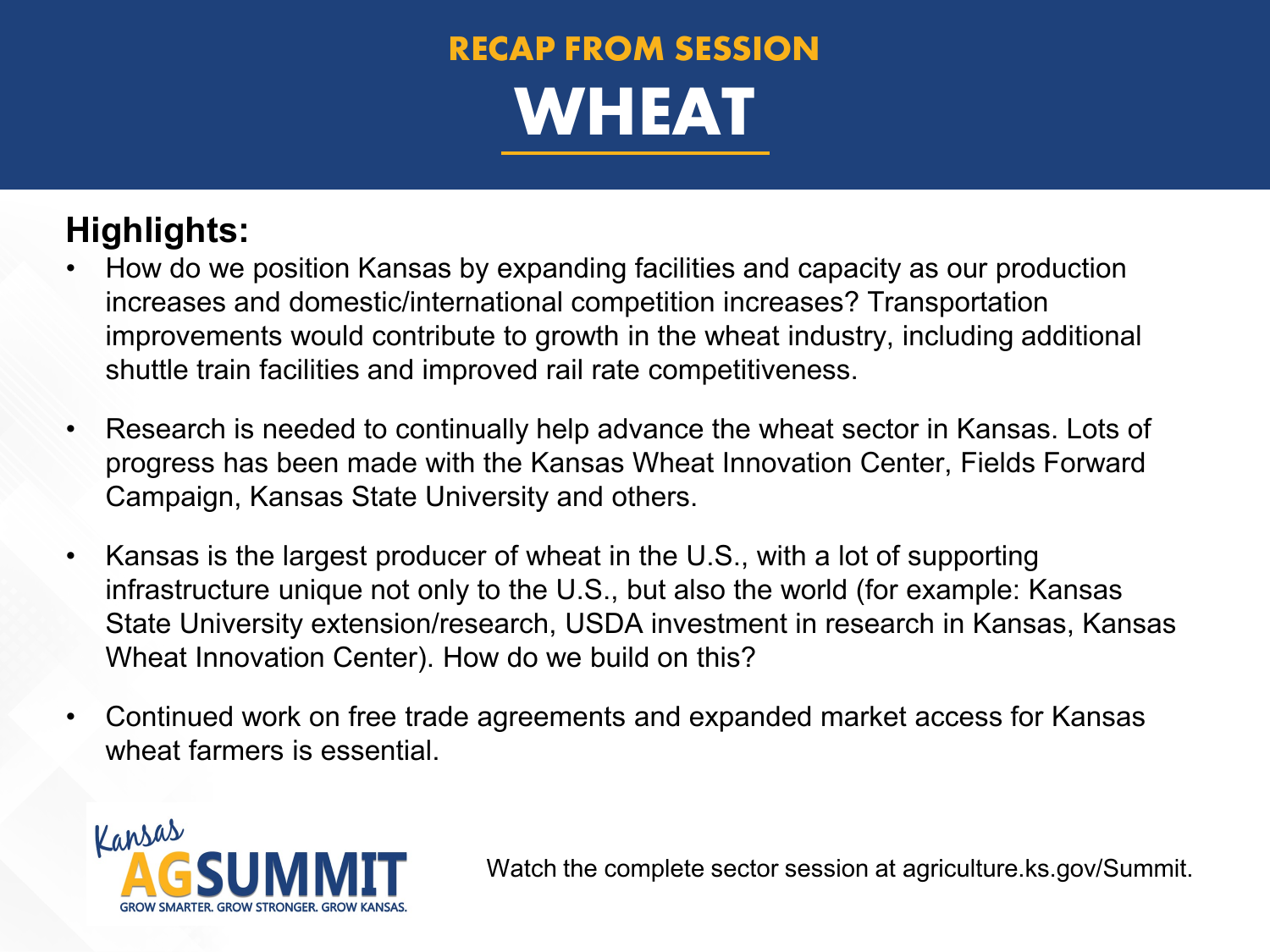# RECAP FROM SESSION

# WHEAT

## Highlights:

- How do we position Kansas by expanding facilities and capacity as our production increases and domestic/international competition increases? Transportation improvements would contribute to growth in the wheat industry, including additional shuttle train facilities and improved rail rate competitiveness.

- Research is needed to continually help advance the wheat sector in Kansas. Lots of progress has been made with the Kansas Wheat Innovation Center, Fields Forward Campaign, Kansas State University and others.

- Kansas is the largest producer of wheat in the U.S., with a lot of supporting infrastructure unique not only to the U.S., but also the world (for example: Kansas State University extension/research, USDA investment in research in Kansas, Kansas Wheat Innovation Center). How do we build on this?

- Continued work on free trade agreements and expanded market access for Kansas wheat farmers is essential.

Kansas AG SUMMIT
GROW SMARTER. GROW STRONGER. GROW KANSAS.

Watch the complete sector session at agriculture.ks.gov/Summit.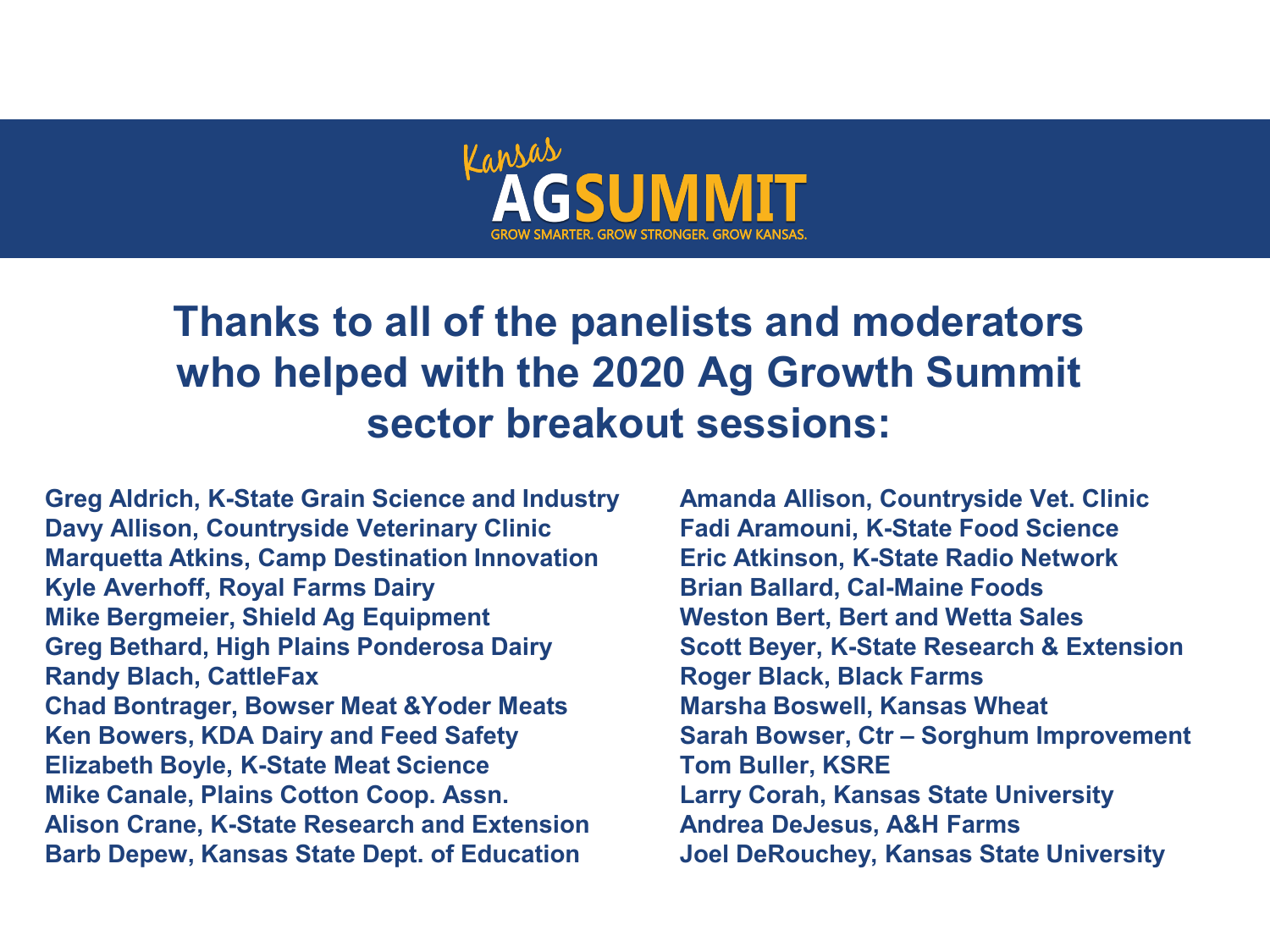Kansas AGSUMMIT

GROW SMARTER. GROW STRONGER. GROW KANSAS.

# Thanks to all of the panelists and moderators who helped with the 2020 Ag Growth Summit sector breakout sessions:

**Greg Aldrich, K-State Grain Science and Industry**
**Davy Allison, Countryside Veterinary Clinic**
**Marquetta Atkins, Camp Destination Innovation**
**Kyle Averhoff, Royal Farms Dairy**
**Mike Bergmeier, Shield Ag Equipment**
**Greg Bethard, High Plains Ponderosa Dairy**
**Randy Blach, CattleFax**
**Chad Bontrager, Bowser Meat &Yoder Meats**
**Ken Bowers, KDA Dairy and Feed Safety**
**Elizabeth Boyle, K-State Meat Science**
**Mike Canale, Plains Cotton Coop. Assn.**
**Alison Crane, K-State Research and Extension**
**Barb Depew, Kansas State Dept. of Education**

**Amanda Allison, Countryside Vet. Clinic**
**Fadi Aramouni, K-State Food Science**
**Eric Atkinson, K-State Radio Network**
**Brian Ballard, Cal-Maine Foods**
**Weston Bert, Bert and Wetta Sales**
**Scott Beyer, K-State Research & Extension**
**Roger Black, Black Farms**
**Marsha Boswell, Kansas Wheat**
**Sarah Bowser, Ctr – Sorghum Improvement**
**Tom Buller, KSRE**
**Larry Corah, Kansas State University**
**Andrea DeJesus, A&H Farms**
**Joel DeRouchey, Kansas State University**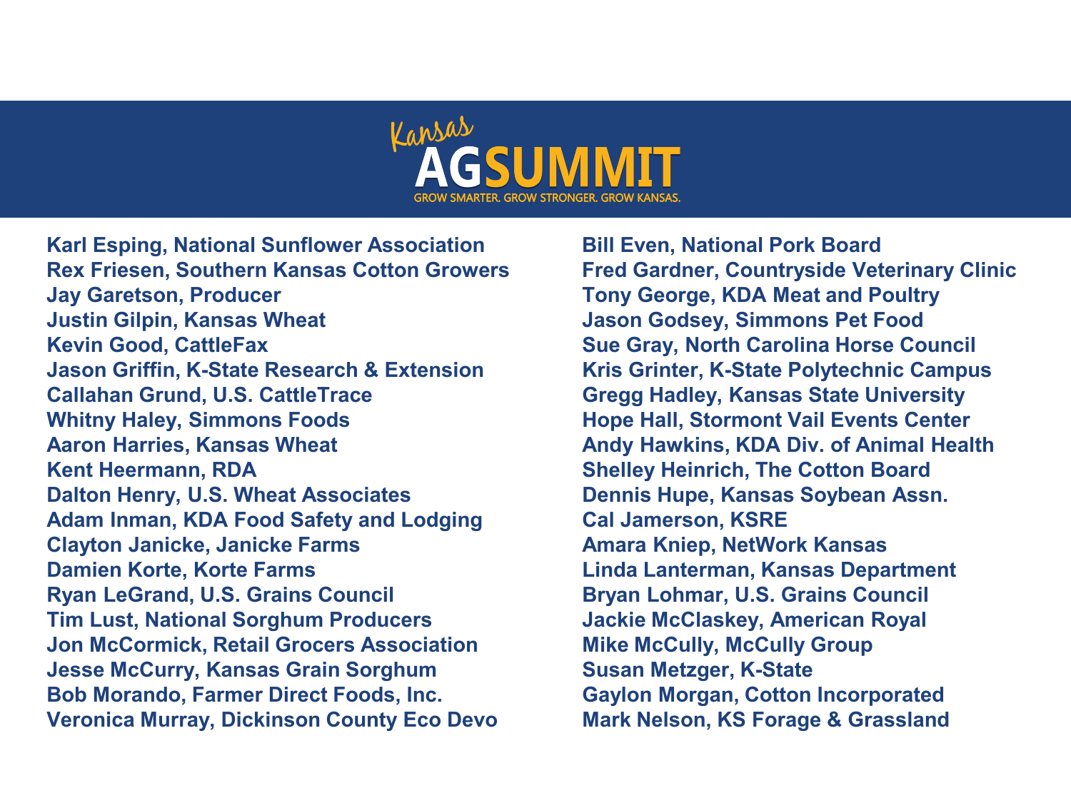# Kansas AG SUMMIT

GROW SMARTER. GROW STRONGER. GROW KANSAS.

**Karl Esping, National Sunflower Association**
**Rex Friesen, Southern Kansas Cotton Growers**
**Jay Garetson, Producer**
**Justin Gilpin, Kansas Wheat**
**Kevin Good, CattleFax**
**Jason Griffin, K-State Research & Extension**
**Callahan Grund, U.S. CattleTrace**
**Whitny Haley, Simmons Foods**
**Aaron Harries, Kansas Wheat**
**Kent Heermann, RDA**
**Dalton Henry, U.S. Wheat Associates**
**Adam Inman, KDA Food Safety and Lodging**
**Clayton Janicke, Janicke Farms**
**Damien Korte, Korte Farms**
**Ryan LeGrand, U.S. Grains Council**
**Tim Lust, National Sorghum Producers**
**Jon McCormick, Retail Grocers Association**
**Jesse McCurry, Kansas Grain Sorghum**
**Bob Morando, Farmer Direct Foods, Inc.**
**Veronica Murray, Dickinson County Eco Devo**

**Bill Even, National Pork Board**
**Fred Gardner, Countryside Veterinary Clinic**
**Tony George, KDA Meat and Poultry**
**Jason Godsey, Simmons Pet Food**
**Sue Gray, North Carolina Horse Council**
**Kris Grinter, K-State Polytechnic Campus**
**Gregg Hadley, Kansas State University**
**Hope Hall, Stormont Vail Events Center**
**Andy Hawkins, KDA Div. of Animal Health**
**Shelley Heinrich, The Cotton Board**
**Dennis Hupe, Kansas Soybean Assn.**
**Cal Jamerson, KSRE**
**Amara Kniep, NetWork Kansas**
**Linda Lanterman, Kansas Department**
**Bryan Lohmar, U.S. Grains Council**
**Jackie McClaskey, American Royal**
**Mike McCully, McCully Group**
**Susan Metzger, K-State**
**Gaylon Morgan, Cotton Incorporated**
**Mark Nelson, KS Forage & Grassland**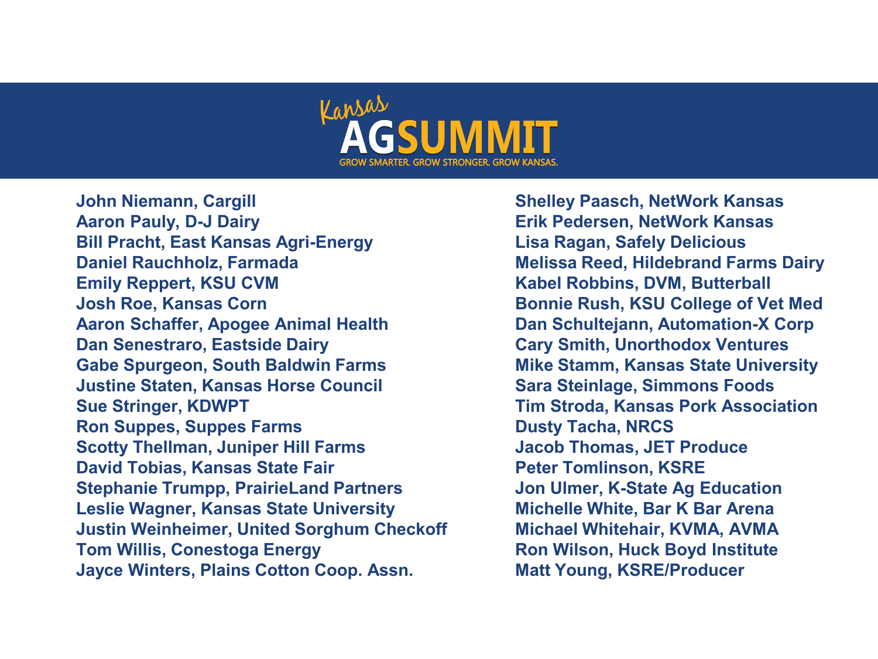# Kansas AG SUMMIT

GROW SMARTER. GROW STRONGER. GROW KANSAS.

**John Niemann, Cargill**
**Aaron Pauly, D-J Dairy**
**Bill Pracht, East Kansas Agri-Energy**
**Daniel Rauchholz, Farmada**
**Emily Reppert, KSU CVM**
**Josh Roe, Kansas Corn**
**Aaron Schaffer, Apogee Animal Health**
**Dan Senestraro, Eastside Dairy**
**Gabe Spurgeon, South Baldwin Farms**
**Justine Staten, Kansas Horse Council**
**Sue Stringer, KDWPT**
**Ron Suppes, Suppes Farms**
**Scotty Thellman, Juniper Hill Farms**
**David Tobias, Kansas State Fair**
**Stephanie Trumpp, PrairieLand Partners**
**Leslie Wagner, Kansas State University**
**Justin Weinheimer, United Sorghum Checkoff**
**Tom Willis, Conestoga Energy**
**Jayce Winters, Plains Cotton Coop. Assn.**

**Shelley Paasch, NetWork Kansas**
**Erik Pedersen, NetWork Kansas**
**Lisa Ragan, Safely Delicious**
**Melissa Reed, Hildebrand Farms Dairy**
**Kabel Robbins, DVM, Butterball**
**Bonnie Rush, KSU College of Vet Med**
**Dan Schultejann, Automation-X Corp**
**Cary Smith, Unorthodox Ventures**
**Mike Stamm, Kansas State University**
**Sara Steinlage, Simmons Foods**
**Tim Stroda, Kansas Pork Association**
**Dusty Tacha, NRCS**
**Jacob Thomas, JET Produce**
**Peter Tomlinson, KSRE**
**Jon Ulmer, K-State Ag Education**
**Michelle White, Bar K Bar Arena**
**Michael Whitehair, KVMA, AVMA**
**Ron Wilson, Huck Boyd Institute**
**Matt Young, KSRE/Producer**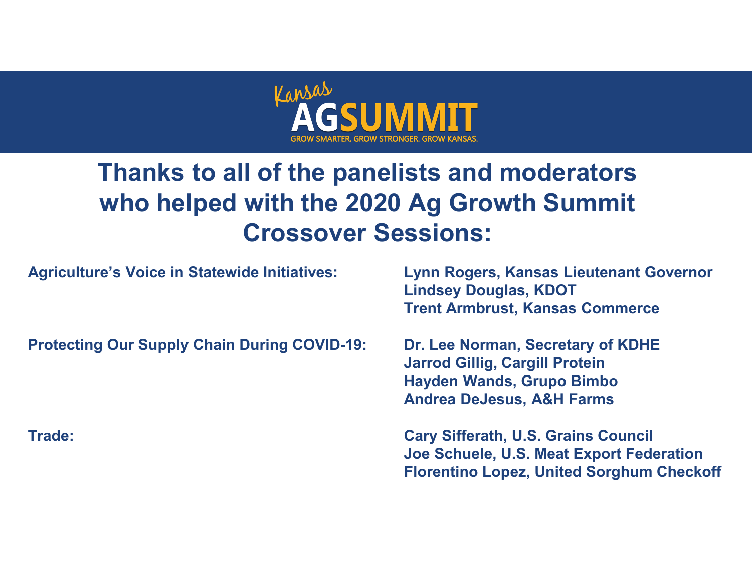Kansas AGSUMMIT

GROW SMARTER. GROW STRONGER. GROW KANSAS.

# Thanks to all of the panelists and moderators who helped with the 2020 Ag Growth Summit Crossover Sessions:

**Agriculture's Voice in Statewide Initiatives:**

**Lynn Rogers, Kansas Lieutenant Governor**
**Lindsey Douglas, KDOT**
**Trent Armbrust, Kansas Commerce**

**Protecting Our Supply Chain During COVID-19:**

**Dr. Lee Norman, Secretary of KDHE**
**Jarrod Gillig, Cargill Protein**
**Hayden Wands, Grupo Bimbo**
**Andrea DeJesus, A&H Farms**

**Trade:**

**Cary Sifferath, U.S. Grains Council**
**Joe Schuele, U.S. Meat Export Federation**
**Florentino Lopez, United Sorghum Checkoff**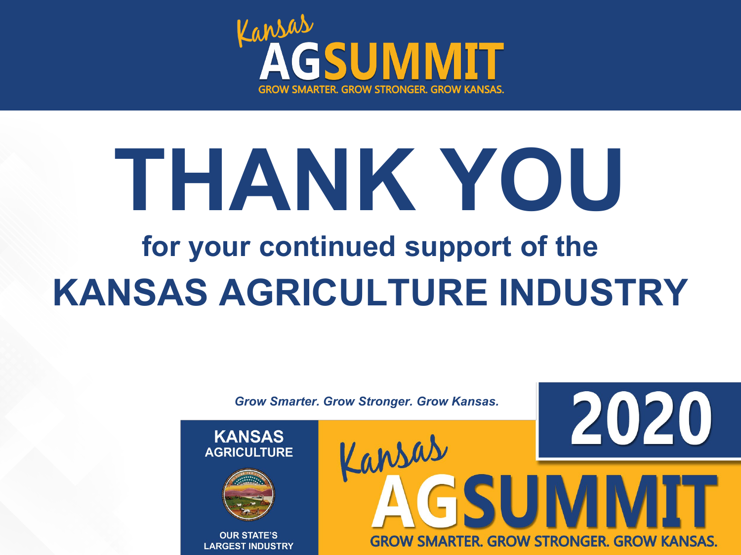Kansas AGSUMMIT

GROW SMARTER. GROW STRONGER. GROW KANSAS.

# THANK YOU

## for your continued support of the

## KANSAS AGRICULTURE INDUSTRY

*Grow Smarter. Grow Stronger. Grow Kansas.*

KANSAS AGRICULTURE

OUR STATE'S LARGEST INDUSTRY

2020

Kansas AGSUMMIT

GROW SMARTER. GROW STRONGER. GROW KANSAS.